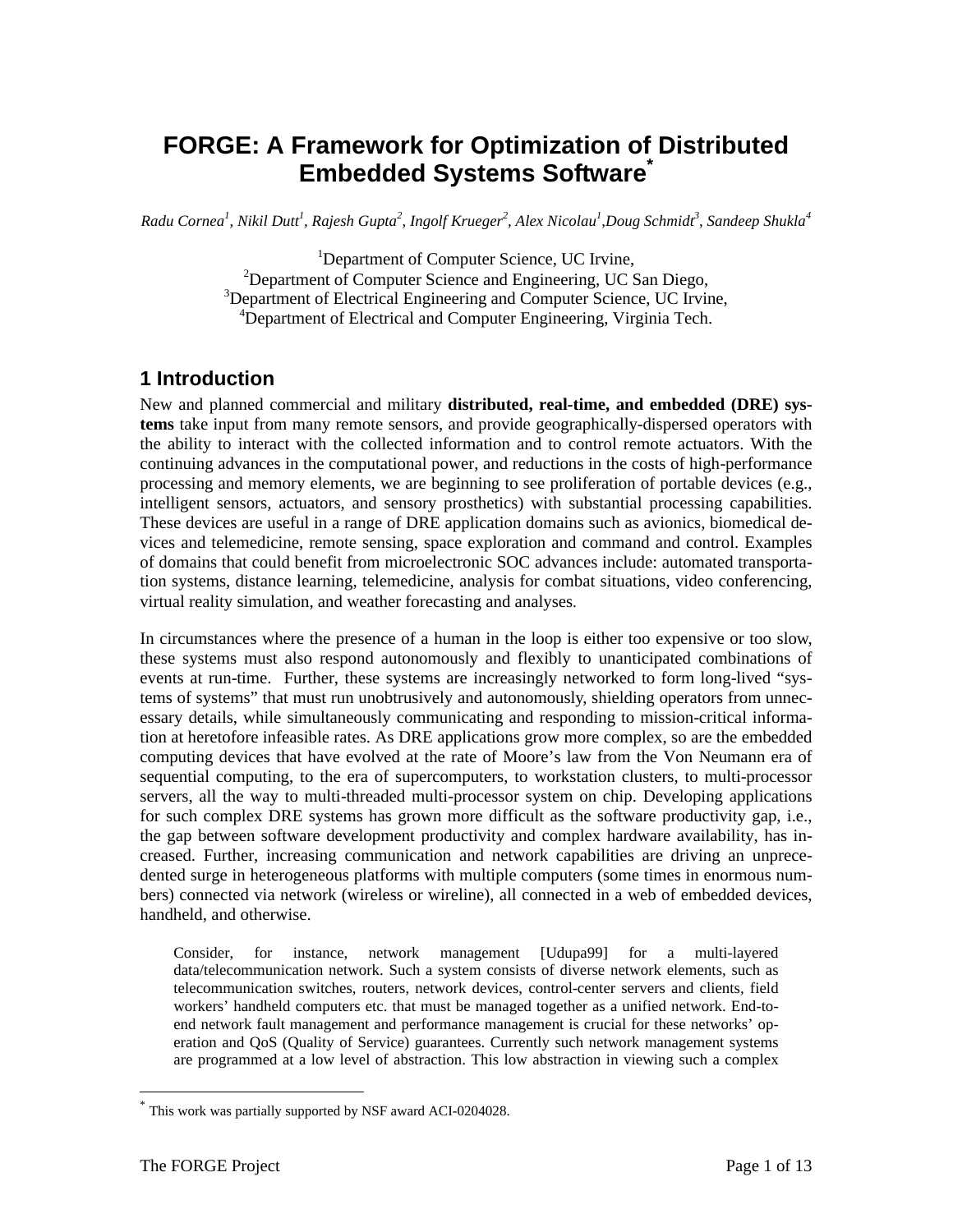# FORGE: A Framework for Optimization of Distributed Embedded Systems Software*

*Radu Cornea[1], Nikil Dutt[1], Rajesh Gupta[2], Ingolf Krueger[2], Alex Nicolau[1], Doug Schmidt[3], Sandeep Shukla[4]*

[1]Department of Computer Science, UC Irvine,
[2]Department of Computer Science and Engineering, UC San Diego,
[3]Department of Electrical Engineering and Computer Science, UC Irvine,
[4]Department of Electrical and Computer Engineering, Virginia Tech.

## 1 Introduction

New and planned commercial and military **distributed, real-time, and embedded (DRE) systems** take input from many remote sensors, and provide geographically-dispersed operators with the ability to interact with the collected information and to control remote actuators. With the continuing advances in the computational power, and reductions in the costs of high-performance processing and memory elements, we are beginning to see proliferation of portable devices (e.g., intelligent sensors, actuators, and sensory prosthetics) with substantial processing capabilities. These devices are useful in a range of DRE application domains such as avionics, biomedical devices and telemedicine, remote sensing, space exploration and command and control. Examples of domains that could benefit from microelectronic SOC advances include: automated transportation systems, distance learning, telemedicine, analysis for combat situations, video conferencing, virtual reality simulation, and weather forecasting and analyses.

In circumstances where the presence of a human in the loop is either too expensive or too slow, these systems must also respond autonomously and flexibly to unanticipated combinations of events at run-time. Further, these systems are increasingly networked to form long-lived "systems of systems" that must run unobtrusively and autonomously, shielding operators from unnecessary details, while simultaneously communicating and responding to mission-critical information at heretofore infeasible rates. As DRE applications grow more complex, so are the embedded computing devices that have evolved at the rate of Moore's law from the Von Neumann era of sequential computing, to the era of supercomputers, to workstation clusters, to multi-processor servers, all the way to multi-threaded multi-processor system on chip. Developing applications for such complex DRE systems has grown more difficult as the software productivity gap, i.e., the gap between software development productivity and complex hardware availability, has increased. Further, increasing communication and network capabilities are driving an unprecedented surge in heterogeneous platforms with multiple computers (some times in enormous numbers) connected via network (wireless or wireline), all connected in a web of embedded devices, handheld, and otherwise.

> Consider, for instance, network management [Udupa99] for a multi-layered data/telecommunication network. Such a system consists of diverse network elements, such as telecommunication switches, routers, network devices, control-center servers and clients, field workers' handheld computers etc. that must be managed together as a unified network. End-to-end network fault management and performance management is crucial for these networks' operation and QoS (Quality of Service) guarantees. Currently such network management systems are programmed at a low level of abstraction. This low abstraction in viewing such a complex

* This work was partially supported by NSF award ACI-0204028.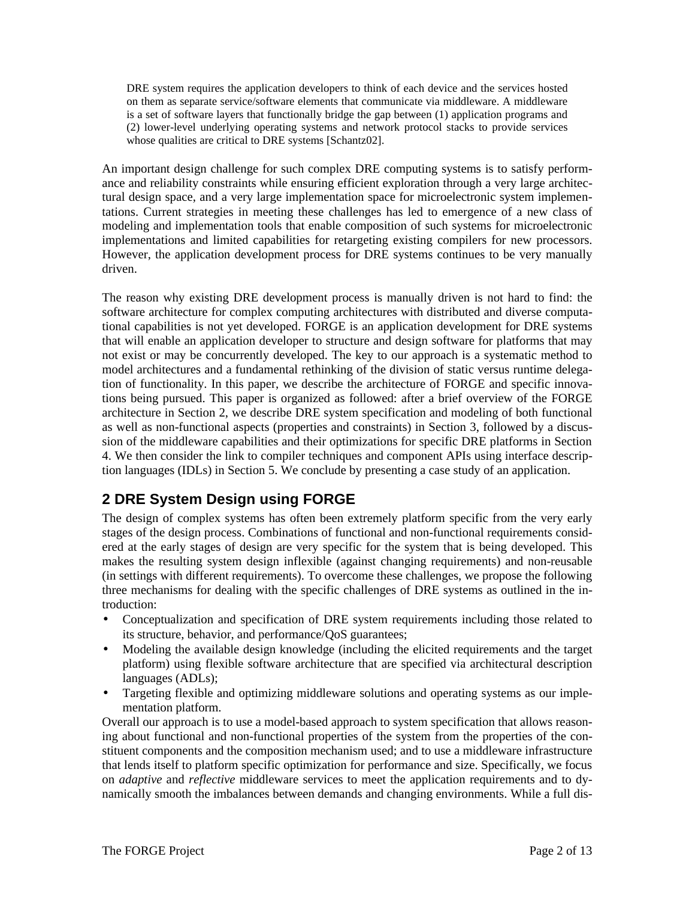> DRE system requires the application developers to think of each device and the services hosted on them as separate service/software elements that communicate via middleware. A middleware is a set of software layers that functionally bridge the gap between (1) application programs and (2) lower-level underlying operating systems and network protocol stacks to provide services whose qualities are critical to DRE systems [Schantz02].

An important design challenge for such complex DRE computing systems is to satisfy performance and reliability constraints while ensuring efficient exploration through a very large architectural design space, and a very large implementation space for microelectronic system implementations. Current strategies in meeting these challenges has led to emergence of a new class of modeling and implementation tools that enable composition of such systems for microelectronic implementations and limited capabilities for retargeting existing compilers for new processors. However, the application development process for DRE systems continues to be very manually driven.

The reason why existing DRE development process is manually driven is not hard to find: the software architecture for complex computing architectures with distributed and diverse computational capabilities is not yet developed. FORGE is an application development for DRE systems that will enable an application developer to structure and design software for platforms that may not exist or may be concurrently developed. The key to our approach is a systematic method to model architectures and a fundamental rethinking of the division of static versus runtime delegation of functionality. In this paper, we describe the architecture of FORGE and specific innovations being pursued. This paper is organized as followed: after a brief overview of the FORGE architecture in Section 2, we describe DRE system specification and modeling of both functional as well as non-functional aspects (properties and constraints) in Section 3, followed by a discussion of the middleware capabilities and their optimizations for specific DRE platforms in Section 4. We then consider the link to compiler techniques and component APIs using interface description languages (IDLs) in Section 5. We conclude by presenting a case study of an application.

## 2 DRE System Design using FORGE

The design of complex systems has often been extremely platform specific from the very early stages of the design process. Combinations of functional and non-functional requirements considered at the early stages of design are very specific for the system that is being developed. This makes the resulting system design inflexible (against changing requirements) and non-reusable (in settings with different requirements). To overcome these challenges, we propose the following three mechanisms for dealing with the specific challenges of DRE systems as outlined in the introduction:

- Conceptualization and specification of DRE system requirements including those related to its structure, behavior, and performance/QoS guarantees;
- Modeling the available design knowledge (including the elicited requirements and the target platform) using flexible software architecture that are specified via architectural description languages (ADLs);
- Targeting flexible and optimizing middleware solutions and operating systems as our implementation platform.

Overall our approach is to use a model-based approach to system specification that allows reasoning about functional and non-functional properties of the system from the properties of the constituent components and the composition mechanism used; and to use a middleware infrastructure that lends itself to platform specific optimization for performance and size. Specifically, we focus on *adaptive* and *reflective* middleware services to meet the application requirements and to dynamically smooth the imbalances between demands and changing environments. While a full dis-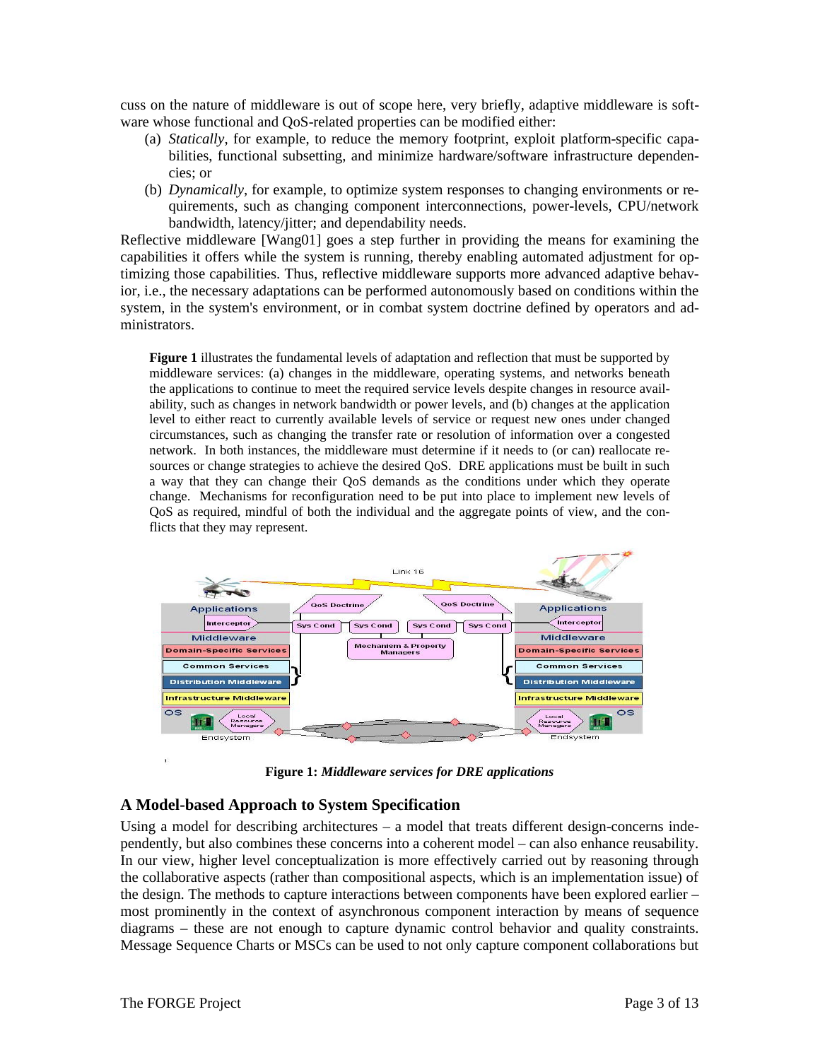cuss on the nature of middleware is out of scope here, very briefly, adaptive middleware is software whose functional and QoS-related properties can be modified either:

(a) *Statically*, for example, to reduce the memory footprint, exploit platform-specific capabilities, functional subsetting, and minimize hardware/software infrastructure dependencies; or

(b) *Dynamically*, for example, to optimize system responses to changing environments or requirements, such as changing component interconnections, power-levels, CPU/network bandwidth, latency/jitter; and dependability needs.

Reflective middleware [Wang01] goes a step further in providing the means for examining the capabilities it offers while the system is running, thereby enabling automated adjustment for optimizing those capabilities. Thus, reflective middleware supports more advanced adaptive behavior, i.e., the necessary adaptations can be performed autonomously based on conditions within the system, in the system's environment, or in combat system doctrine defined by operators and administrators.

> **Figure 1** illustrates the fundamental levels of adaptation and reflection that must be supported by middleware services: (a) changes in the middleware, operating systems, and networks beneath the applications to continue to meet the required service levels despite changes in resource availability, such as changes in network bandwidth or power levels, and (b) changes at the application level to either react to currently available levels of service or request new ones under changed circumstances, such as changing the transfer rate or resolution of information over a congested network. In both instances, the middleware must determine if it needs to (or can) reallocate resources or change strategies to achieve the desired QoS. DRE applications must be built in such a way that they can change their QoS demands as the conditions under which they operate change. Mechanisms for reconfiguration need to be put into place to implement new levels of QoS as required, mindful of both the individual and the aggregate points of view, and the conflicts that they may represent.

Link 16
QoS Doctrine
QoS Doctrine
Applications
Applications
Interceptor
Interceptor
Sys Cond
Sys Cond
Sys Cond
Sys Cond
Middleware
Middleware
Mechanism & Property Managers
Domain-Specific Services
Domain-Specific Services
Common Services
Common Services
Distribution Middleware
Distribution Middleware
Infrastructure Middleware
Infrastructure Middleware
OS
OS
Local Resource Managers
Local Resource Managers
Endsystem
Endsystem

**Figure 1:** ***Middleware services for DRE applications***

## A Model-based Approach to System Specification

Using a model for describing architectures – a model that treats different design-concerns independently, but also combines these concerns into a coherent model – can also enhance reusability. In our view, higher level conceptualization is more effectively carried out by reasoning through the collaborative aspects (rather than compositional aspects, which is an implementation issue) of the design. The methods to capture interactions between components have been explored earlier – most prominently in the context of asynchronous component interaction by means of sequence diagrams – these are not enough to capture dynamic control behavior and quality constraints. Message Sequence Charts or MSCs can be used to not only capture component collaborations but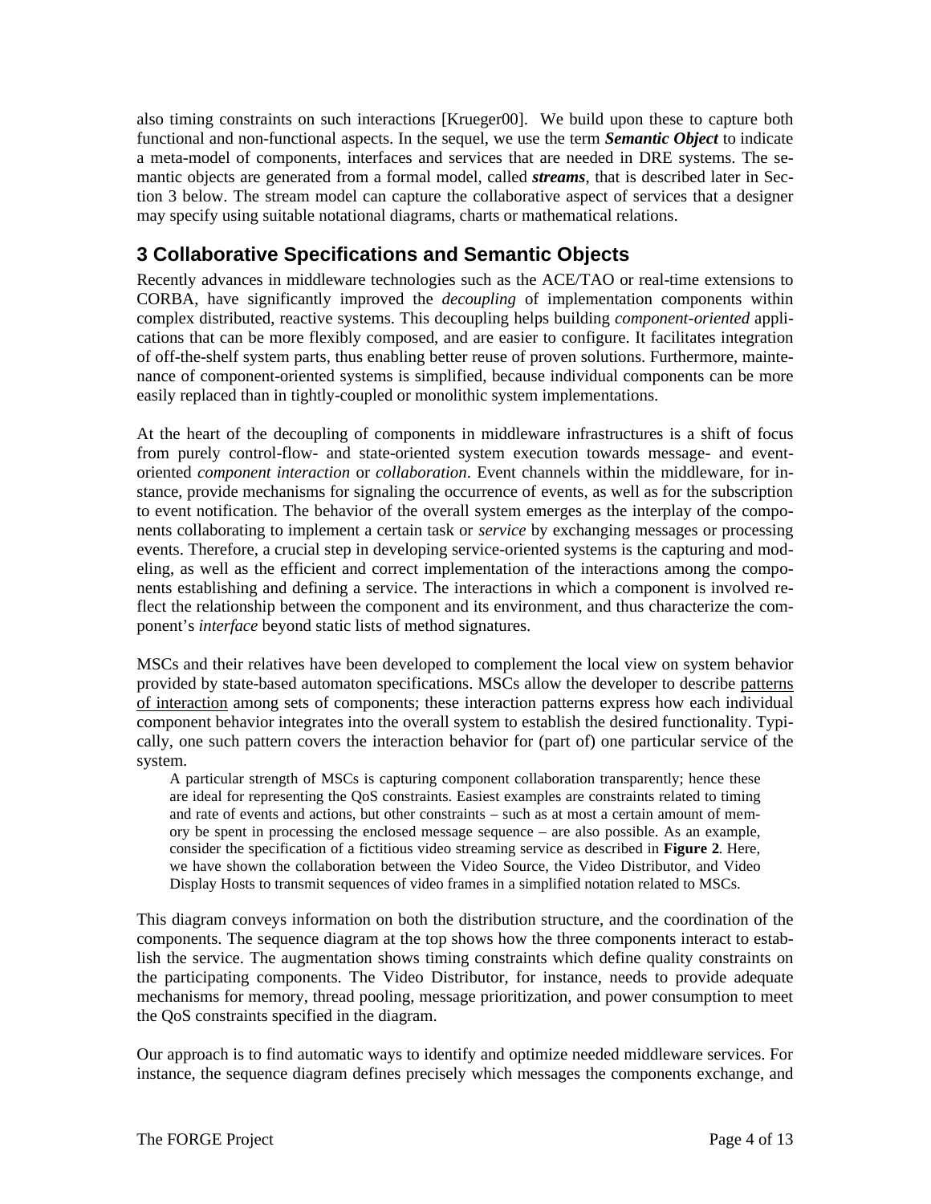also timing constraints on such interactions [Krueger00]. We build upon these to capture both functional and non-functional aspects. In the sequel, we use the term ***Semantic Object*** to indicate a meta-model of components, interfaces and services that are needed in DRE systems. The semantic objects are generated from a formal model, called ***streams***, that is described later in Section 3 below. The stream model can capture the collaborative aspect of services that a designer may specify using suitable notational diagrams, charts or mathematical relations.

## 3 Collaborative Specifications and Semantic Objects

Recently advances in middleware technologies such as the ACE/TAO or real-time extensions to CORBA, have significantly improved the *decoupling* of implementation components within complex distributed, reactive systems. This decoupling helps building *component-oriented* applications that can be more flexibly composed, and are easier to configure. It facilitates integration of off-the-shelf system parts, thus enabling better reuse of proven solutions. Furthermore, maintenance of component-oriented systems is simplified, because individual components can be more easily replaced than in tightly-coupled or monolithic system implementations.

At the heart of the decoupling of components in middleware infrastructures is a shift of focus from purely control-flow- and state-oriented system execution towards message- and event-oriented *component interaction* or *collaboration*. Event channels within the middleware, for instance, provide mechanisms for signaling the occurrence of events, as well as for the subscription to event notification. The behavior of the overall system emerges as the interplay of the components collaborating to implement a certain task or *service* by exchanging messages or processing events. Therefore, a crucial step in developing service-oriented systems is the capturing and modeling, as well as the efficient and correct implementation of the interactions among the components establishing and defining a service. The interactions in which a component is involved reflect the relationship between the component and its environment, and thus characterize the component's *interface* beyond static lists of method signatures.

MSCs and their relatives have been developed to complement the local view on system behavior provided by state-based automaton specifications. MSCs allow the developer to describe patterns of interaction among sets of components; these interaction patterns express how each individual component behavior integrates into the overall system to establish the desired functionality. Typically, one such pattern covers the interaction behavior for (part of) one particular service of the system.

> A particular strength of MSCs is capturing component collaboration transparently; hence these are ideal for representing the QoS constraints. Easiest examples are constraints related to timing and rate of events and actions, but other constraints – such as at most a certain amount of memory be spent in processing the enclosed message sequence – are also possible. As an example, consider the specification of a fictitious video streaming service as described in **Figure 2**. Here, we have shown the collaboration between the Video Source, the Video Distributor, and Video Display Hosts to transmit sequences of video frames in a simplified notation related to MSCs.

This diagram conveys information on both the distribution structure, and the coordination of the components. The sequence diagram at the top shows how the three components interact to establish the service. The augmentation shows timing constraints which define quality constraints on the participating components. The Video Distributor, for instance, needs to provide adequate mechanisms for memory, thread pooling, message prioritization, and power consumption to meet the QoS constraints specified in the diagram.

Our approach is to find automatic ways to identify and optimize needed middleware services. For instance, the sequence diagram defines precisely which messages the components exchange, and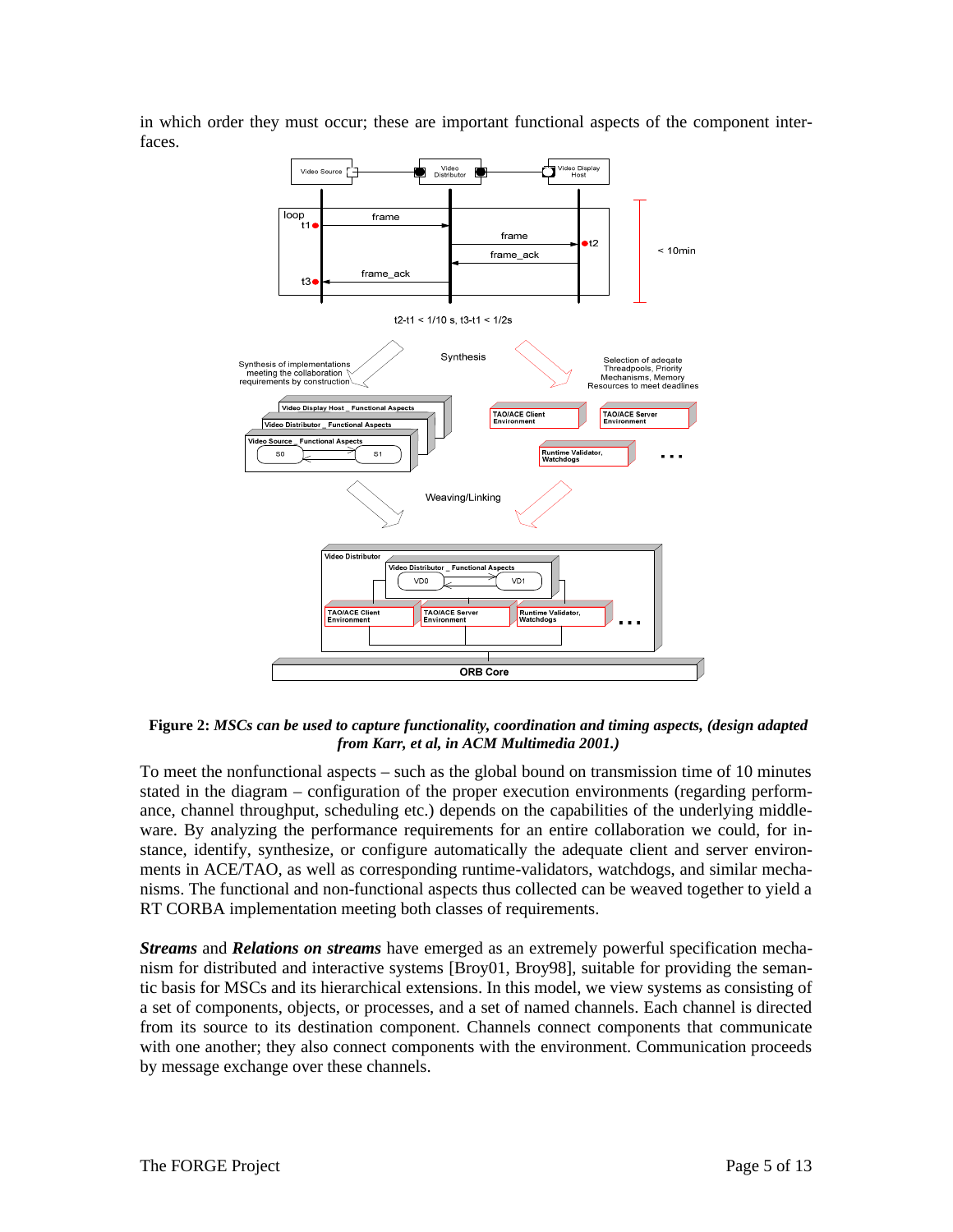in which order they must occur; these are important functional aspects of the component interfaces.

**Figure 2:** ***MSCs can be used to capture functionality, coordination and timing aspects, (design adapted from Karr, et al, in ACM Multimedia 2001.)***

To meet the nonfunctional aspects – such as the global bound on transmission time of 10 minutes stated in the diagram – configuration of the proper execution environments (regarding performance, channel throughput, scheduling etc.) depends on the capabilities of the underlying middleware. By analyzing the performance requirements for an entire collaboration we could, for instance, identify, synthesize, or configure automatically the adequate client and server environments in ACE/TAO, as well as corresponding runtime-validators, watchdogs, and similar mechanisms. The functional and non-functional aspects thus collected can be weaved together to yield a RT CORBA implementation meeting both classes of requirements.

***Streams*** and ***Relations on streams*** have emerged as an extremely powerful specification mechanism for distributed and interactive systems [Broy01, Broy98], suitable for providing the semantic basis for MSCs and its hierarchical extensions. In this model, we view systems as consisting of a set of components, objects, or processes, and a set of named channels. Each channel is directed from its source to its destination component. Channels connect components that communicate with one another; they also connect components with the environment. Communication proceeds by message exchange over these channels.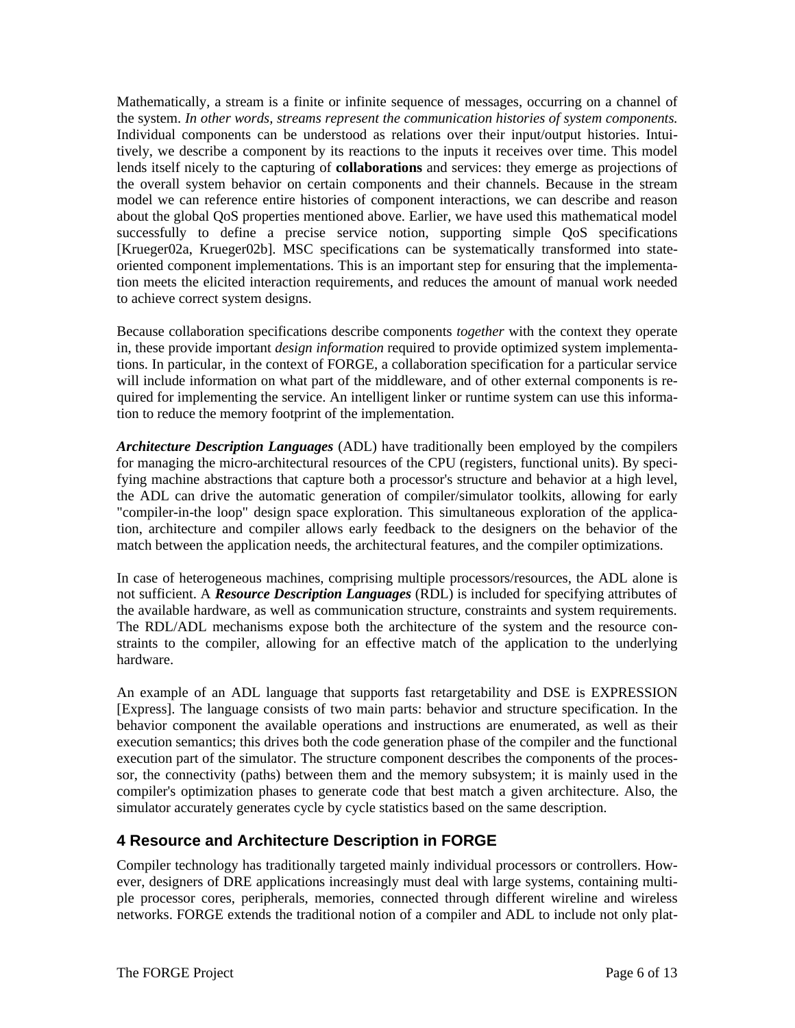Mathematically, a stream is a finite or infinite sequence of messages, occurring on a channel of the system. *In other words, streams represent the communication histories of system components.* Individual components can be understood as relations over their input/output histories. Intuitively, we describe a component by its reactions to the inputs it receives over time. This model lends itself nicely to the capturing of **collaborations** and services: they emerge as projections of the overall system behavior on certain components and their channels. Because in the stream model we can reference entire histories of component interactions, we can describe and reason about the global QoS properties mentioned above. Earlier, we have used this mathematical model successfully to define a precise service notion, supporting simple QoS specifications [Krueger02a, Krueger02b]. MSC specifications can be systematically transformed into state-oriented component implementations. This is an important step for ensuring that the implementation meets the elicited interaction requirements, and reduces the amount of manual work needed to achieve correct system designs.

Because collaboration specifications describe components *together* with the context they operate in, these provide important *design information* required to provide optimized system implementations. In particular, in the context of FORGE, a collaboration specification for a particular service will include information on what part of the middleware, and of other external components is required for implementing the service. An intelligent linker or runtime system can use this information to reduce the memory footprint of the implementation.

***Architecture Description Languages*** (ADL) have traditionally been employed by the compilers for managing the micro-architectural resources of the CPU (registers, functional units). By specifying machine abstractions that capture both a processor's structure and behavior at a high level, the ADL can drive the automatic generation of compiler/simulator toolkits, allowing for early "compiler-in-the loop" design space exploration. This simultaneous exploration of the application, architecture and compiler allows early feedback to the designers on the behavior of the match between the application needs, the architectural features, and the compiler optimizations.

In case of heterogeneous machines, comprising multiple processors/resources, the ADL alone is not sufficient. A ***Resource Description Languages*** (RDL) is included for specifying attributes of the available hardware, as well as communication structure, constraints and system requirements. The RDL/ADL mechanisms expose both the architecture of the system and the resource constraints to the compiler, allowing for an effective match of the application to the underlying hardware.

An example of an ADL language that supports fast retargetability and DSE is EXPRESSION [Express]. The language consists of two main parts: behavior and structure specification. In the behavior component the available operations and instructions are enumerated, as well as their execution semantics; this drives both the code generation phase of the compiler and the functional execution part of the simulator. The structure component describes the components of the processor, the connectivity (paths) between them and the memory subsystem; it is mainly used in the compiler's optimization phases to generate code that best match a given architecture. Also, the simulator accurately generates cycle by cycle statistics based on the same description.

## 4 Resource and Architecture Description in FORGE

Compiler technology has traditionally targeted mainly individual processors or controllers. However, designers of DRE applications increasingly must deal with large systems, containing multiple processor cores, peripherals, memories, connected through different wireline and wireless networks. FORGE extends the traditional notion of a compiler and ADL to include not only plat-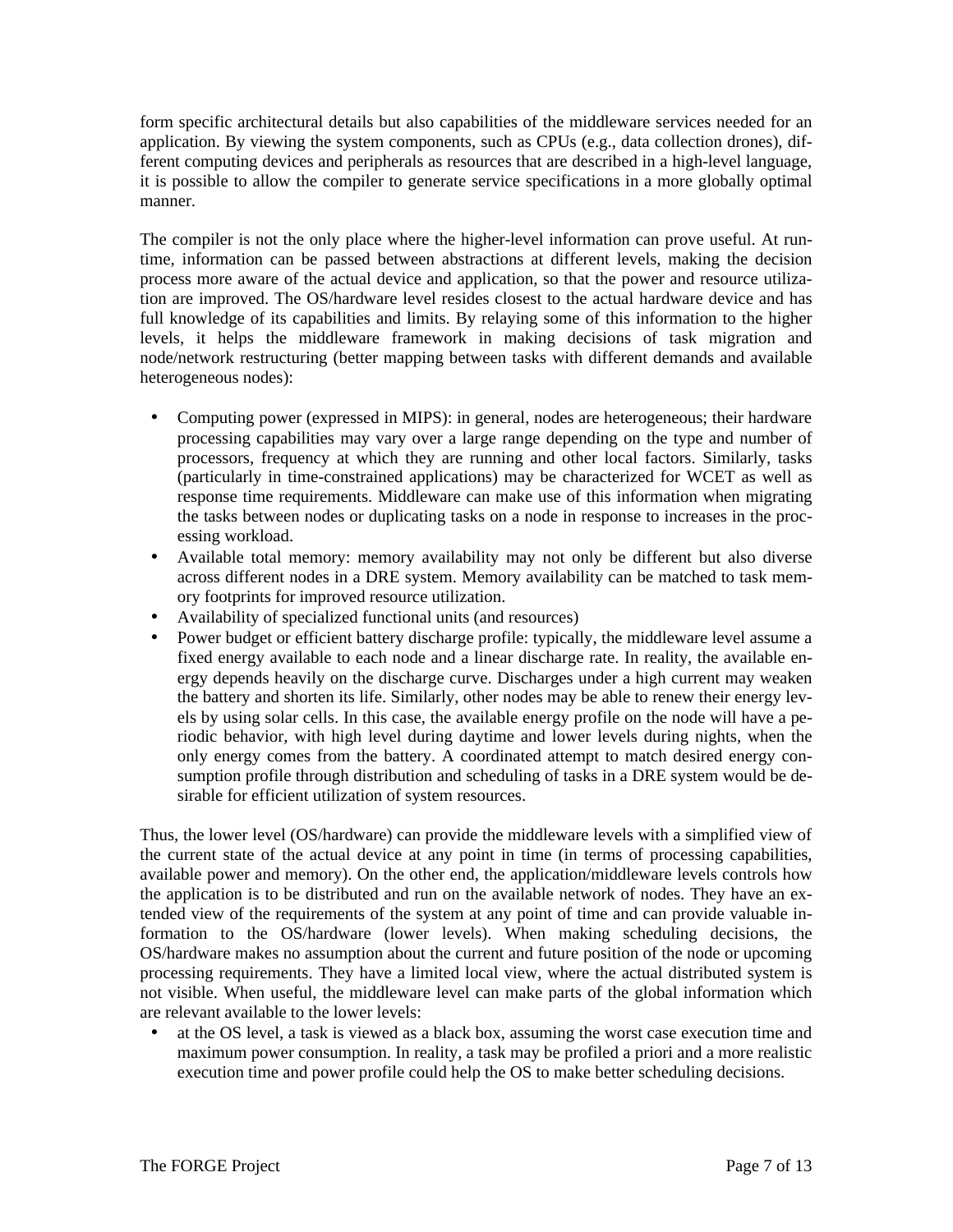form specific architectural details but also capabilities of the middleware services needed for an application. By viewing the system components, such as CPUs (e.g., data collection drones), different computing devices and peripherals as resources that are described in a high-level language, it is possible to allow the compiler to generate service specifications in a more globally optimal manner.

The compiler is not the only place where the higher-level information can prove useful. At run-time, information can be passed between abstractions at different levels, making the decision process more aware of the actual device and application, so that the power and resource utilization are improved. The OS/hardware level resides closest to the actual hardware device and has full knowledge of its capabilities and limits. By relaying some of this information to the higher levels, it helps the middleware framework in making decisions of task migration and node/network restructuring (better mapping between tasks with different demands and available heterogeneous nodes):

- Computing power (expressed in MIPS): in general, nodes are heterogeneous; their hardware processing capabilities may vary over a large range depending on the type and number of processors, frequency at which they are running and other local factors. Similarly, tasks (particularly in time-constrained applications) may be characterized for WCET as well as response time requirements. Middleware can make use of this information when migrating the tasks between nodes or duplicating tasks on a node in response to increases in the processing workload.
- Available total memory: memory availability may not only be different but also diverse across different nodes in a DRE system. Memory availability can be matched to task memory footprints for improved resource utilization.
- Availability of specialized functional units (and resources)
- Power budget or efficient battery discharge profile: typically, the middleware level assume a fixed energy available to each node and a linear discharge rate. In reality, the available energy depends heavily on the discharge curve. Discharges under a high current may weaken the battery and shorten its life. Similarly, other nodes may be able to renew their energy levels by using solar cells. In this case, the available energy profile on the node will have a periodic behavior, with high level during daytime and lower levels during nights, when the only energy comes from the battery. A coordinated attempt to match desired energy consumption profile through distribution and scheduling of tasks in a DRE system would be desirable for efficient utilization of system resources.

Thus, the lower level (OS/hardware) can provide the middleware levels with a simplified view of the current state of the actual device at any point in time (in terms of processing capabilities, available power and memory). On the other end, the application/middleware levels controls how the application is to be distributed and run on the available network of nodes. They have an extended view of the requirements of the system at any point of time and can provide valuable information to the OS/hardware (lower levels). When making scheduling decisions, the OS/hardware makes no assumption about the current and future position of the node or upcoming processing requirements. They have a limited local view, where the actual distributed system is not visible. When useful, the middleware level can make parts of the global information which are relevant available to the lower levels:

- at the OS level, a task is viewed as a black box, assuming the worst case execution time and maximum power consumption. In reality, a task may be profiled a priori and a more realistic execution time and power profile could help the OS to make better scheduling decisions.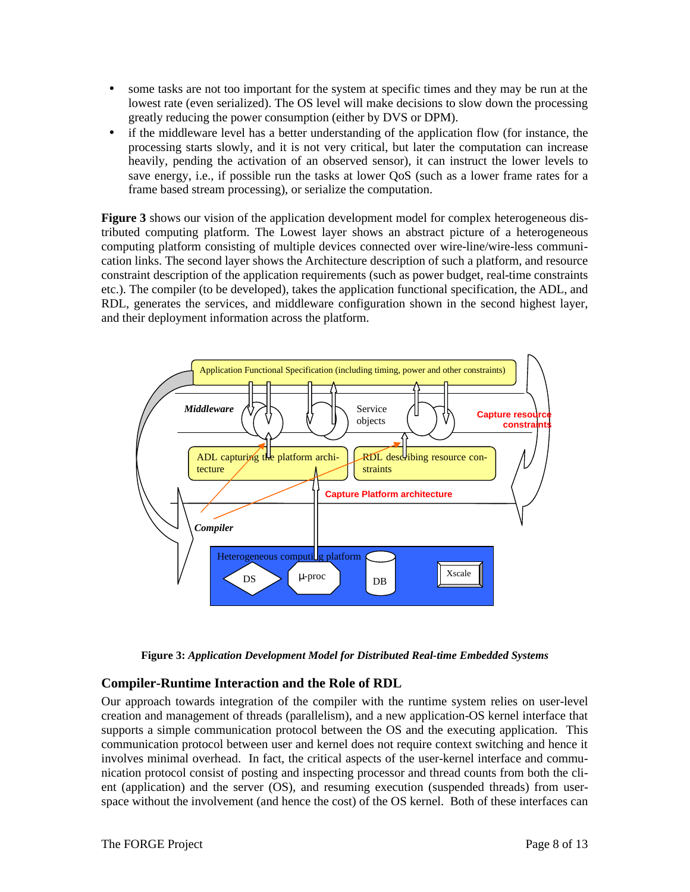- some tasks are not too important for the system at specific times and they may be run at the lowest rate (even serialized). The OS level will make decisions to slow down the processing greatly reducing the power consumption (either by DVS or DPM).
- if the middleware level has a better understanding of the application flow (for instance, the processing starts slowly, and it is not very critical, but later the computation can increase heavily, pending the activation of an observed sensor), it can instruct the lower levels to save energy, i.e., if possible run the tasks at lower QoS (such as a lower frame rates for a frame based stream processing), or serialize the computation.

**Figure 3** shows our vision of the application development model for complex heterogeneous distributed computing platform. The Lowest layer shows an abstract picture of a heterogeneous computing platform consisting of multiple devices connected over wire-line/wire-less communication links. The second layer shows the Architecture description of such a platform, and resource constraint description of the application requirements (such as power budget, real-time constraints etc.). The compiler (to be developed), takes the application functional specification, the ADL, and RDL, generates the services, and middleware configuration shown in the second highest layer, and their deployment information across the platform.

Application Functional Specification (including timing, power and other constraints)

*Middleware*

Service objects

Capture resource constraints

ADL capturing the platform architecture

RDL describing resource constraints

Capture Platform architecture

*Compiler*

Heterogeneous computing platform

DS

µ-proc

DB

Xscale

**Figure 3:** ***Application Development Model for Distributed Real-time Embedded Systems***

## Compiler-Runtime Interaction and the Role of RDL

Our approach towards integration of the compiler with the runtime system relies on user-level creation and management of threads (parallelism), and a new application-OS kernel interface that supports a simple communication protocol between the OS and the executing application. This communication protocol between user and kernel does not require context switching and hence it involves minimal overhead. In fact, the critical aspects of the user-kernel interface and communication protocol consist of posting and inspecting processor and thread counts from both the client (application) and the server (OS), and resuming execution (suspended threads) from user-space without the involvement (and hence the cost) of the OS kernel. Both of these interfaces can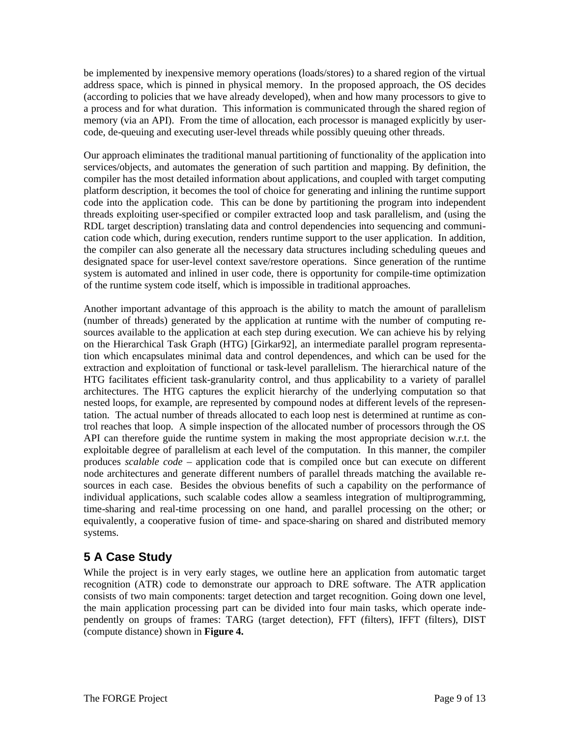be implemented by inexpensive memory operations (loads/stores) to a shared region of the virtual address space, which is pinned in physical memory. In the proposed approach, the OS decides (according to policies that we have already developed), when and how many processors to give to a process and for what duration. This information is communicated through the shared region of memory (via an API). From the time of allocation, each processor is managed explicitly by user-code, de-queuing and executing user-level threads while possibly queuing other threads.

Our approach eliminates the traditional manual partitioning of functionality of the application into services/objects, and automates the generation of such partition and mapping. By definition, the compiler has the most detailed information about applications, and coupled with target computing platform description, it becomes the tool of choice for generating and inlining the runtime support code into the application code. This can be done by partitioning the program into independent threads exploiting user-specified or compiler extracted loop and task parallelism, and (using the RDL target description) translating data and control dependencies into sequencing and communication code which, during execution, renders runtime support to the user application. In addition, the compiler can also generate all the necessary data structures including scheduling queues and designated space for user-level context save/restore operations. Since generation of the runtime system is automated and inlined in user code, there is opportunity for compile-time optimization of the runtime system code itself, which is impossible in traditional approaches.

Another important advantage of this approach is the ability to match the amount of parallelism (number of threads) generated by the application at runtime with the number of computing resources available to the application at each step during execution. We can achieve his by relying on the Hierarchical Task Graph (HTG) [Girkar92], an intermediate parallel program representation which encapsulates minimal data and control dependences, and which can be used for the extraction and exploitation of functional or task-level parallelism. The hierarchical nature of the HTG facilitates efficient task-granularity control, and thus applicability to a variety of parallel architectures. The HTG captures the explicit hierarchy of the underlying computation so that nested loops, for example, are represented by compound nodes at different levels of the representation. The actual number of threads allocated to each loop nest is determined at runtime as control reaches that loop. A simple inspection of the allocated number of processors through the OS API can therefore guide the runtime system in making the most appropriate decision w.r.t. the exploitable degree of parallelism at each level of the computation. In this manner, the compiler produces *scalable code* – application code that is compiled once but can execute on different node architectures and generate different numbers of parallel threads matching the available resources in each case. Besides the obvious benefits of such a capability on the performance of individual applications, such scalable codes allow a seamless integration of multiprogramming, time-sharing and real-time processing on one hand, and parallel processing on the other; or equivalently, a cooperative fusion of time- and space-sharing on shared and distributed memory systems.

## 5 A Case Study

While the project is in very early stages, we outline here an application from automatic target recognition (ATR) code to demonstrate our approach to DRE software. The ATR application consists of two main components: target detection and target recognition. Going down one level, the main application processing part can be divided into four main tasks, which operate independently on groups of frames: TARG (target detection), FFT (filters), IFFT (filters), DIST (compute distance) shown in **Figure 4.**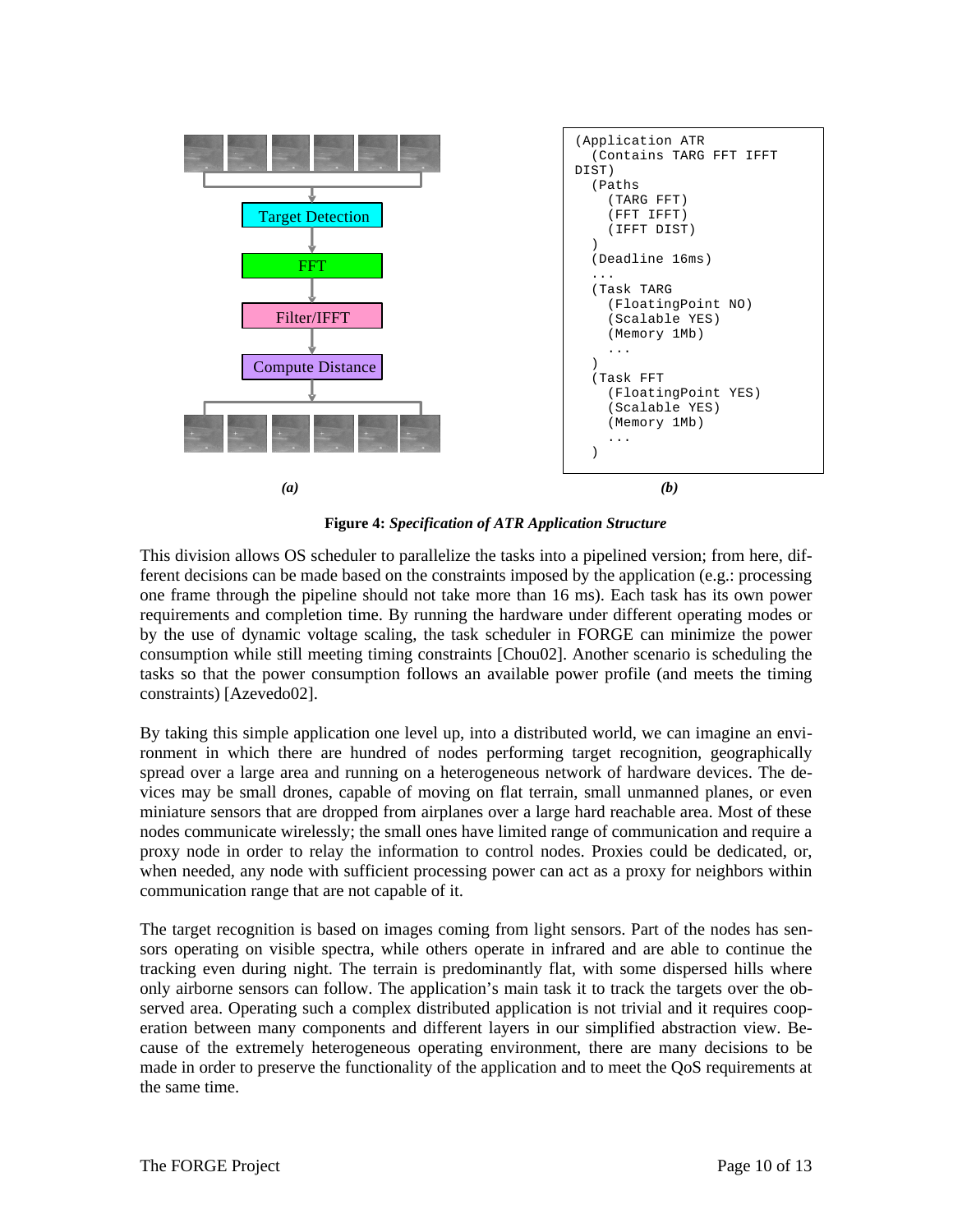Target Detection

FFT

Filter/IFFT

Compute Distance

*(a)*

```
(Application ATR
  (Contains TARG FFT IFFT
DIST)
  (Paths
    (TARG FFT)
    (FFT IFFT)
    (IFFT DIST)
  )
  (Deadline 16ms)
  ...
  (Task TARG
    (FloatingPoint NO)
    (Scalable YES)
    (Memory 1Mb)
    ...
  )
  (Task FFT
    (FloatingPoint YES)
    (Scalable YES)
    (Memory 1Mb)
    ...
  )
```

*(b)*

**Figure 4:** ***Specification of ATR Application Structure***

This division allows OS scheduler to parallelize the tasks into a pipelined version; from here, different decisions can be made based on the constraints imposed by the application (e.g.: processing one frame through the pipeline should not take more than 16 ms). Each task has its own power requirements and completion time. By running the hardware under different operating modes or by the use of dynamic voltage scaling, the task scheduler in FORGE can minimize the power consumption while still meeting timing constraints [Chou02]. Another scenario is scheduling the tasks so that the power consumption follows an available power profile (and meets the timing constraints) [Azevedo02].

By taking this simple application one level up, into a distributed world, we can imagine an environment in which there are hundred of nodes performing target recognition, geographically spread over a large area and running on a heterogeneous network of hardware devices. The devices may be small drones, capable of moving on flat terrain, small unmanned planes, or even miniature sensors that are dropped from airplanes over a large hard reachable area. Most of these nodes communicate wirelessly; the small ones have limited range of communication and require a proxy node in order to relay the information to control nodes. Proxies could be dedicated, or, when needed, any node with sufficient processing power can act as a proxy for neighbors within communication range that are not capable of it.

The target recognition is based on images coming from light sensors. Part of the nodes has sensors operating on visible spectra, while others operate in infrared and are able to continue the tracking even during night. The terrain is predominantly flat, with some dispersed hills where only airborne sensors can follow. The application's main task it to track the targets over the observed area. Operating such a complex distributed application is not trivial and it requires cooperation between many components and different layers in our simplified abstraction view. Because of the extremely heterogeneous operating environment, there are many decisions to be made in order to preserve the functionality of the application and to meet the QoS requirements at the same time.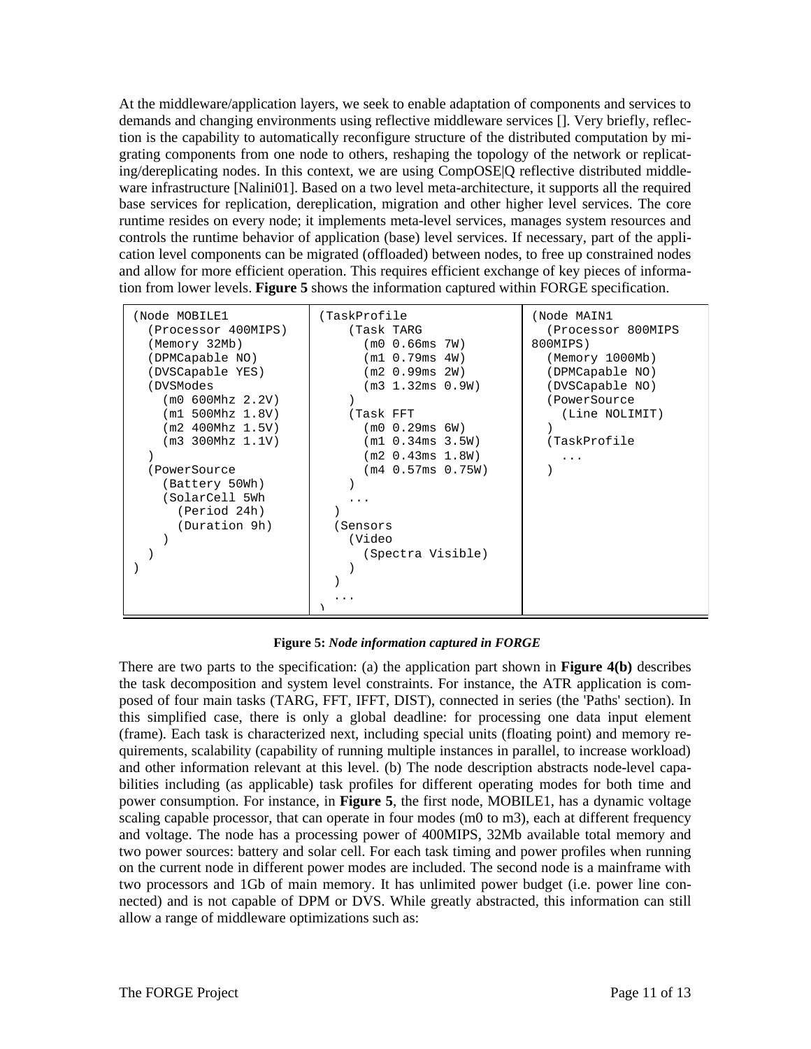At the middleware/application layers, we seek to enable adaptation of components and services to demands and changing environments using reflective middleware services []. Very briefly, reflection is the capability to automatically reconfigure structure of the distributed computation by migrating components from one node to others, reshaping the topology of the network or replicating/dereplicating nodes. In this context, we are using CompOSE|Q reflective distributed middleware infrastructure [Nalini01]. Based on a two level meta-architecture, it supports all the required base services for replication, dereplication, migration and other higher level services. The core runtime resides on every node; it implements meta-level services, manages system resources and controls the runtime behavior of application (base) level services. If necessary, part of the application level components can be migrated (offloaded) between nodes, to free up constrained nodes and allow for more efficient operation. This requires efficient exchange of key pieces of information from lower levels. **Figure 5** shows the information captured within FORGE specification.

```
(Node MOBILE1
  (Processor 400MIPS)
  (Memory 32Mb)
  (DPMCapable NO)
  (DVSCapable YES)
  (DVSModes
    (m0 600Mhz 2.2V)
    (m1 500Mhz 1.8V)
    (m2 400Mhz 1.5V)
    (m3 300Mhz 1.1V)
  )
  (PowerSource
    (Battery 50Wh)
    (SolarCell 5Wh
      (Period 24h)
      (Duration 9h)
    )
  )
)
```

```
(TaskProfile
    (Task TARG
      (m0 0.66ms 7W)
      (m1 0.79ms 4W)
      (m2 0.99ms 2W)
      (m3 1.32ms 0.9W)
    )
    (Task FFT
      (m0 0.29ms 6W)
      (m1 0.34ms 3.5W)
      (m2 0.43ms 1.8W)
      (m4 0.57ms 0.75W)
    )
    ...
  )
  (Sensors
    (Video
      (Spectra Visible)
    )
  )
  ...
)
```

```
(Node MAIN1
  (Processor 800MIPS
800MIPS)
  (Memory 1000Mb)
  (DPMCapable NO)
  (DVSCapable NO)
  (PowerSource
    (Line NOLIMIT)
  )
  (TaskProfile
    ...
  )
```

**Figure 5:** *Node information captured in FORGE*

There are two parts to the specification: (a) the application part shown in **Figure 4(b)** describes the task decomposition and system level constraints. For instance, the ATR application is composed of four main tasks (TARG, FFT, IFFT, DIST), connected in series (the 'Paths' section). In this simplified case, there is only a global deadline: for processing one data input element (frame). Each task is characterized next, including special units (floating point) and memory requirements, scalability (capability of running multiple instances in parallel, to increase workload) and other information relevant at this level. (b) The node description abstracts node-level capabilities including (as applicable) task profiles for different operating modes for both time and power consumption. For instance, in **Figure 5**, the first node, MOBILE1, has a dynamic voltage scaling capable processor, that can operate in four modes (m0 to m3), each at different frequency and voltage. The node has a processing power of 400MIPS, 32Mb available total memory and two power sources: battery and solar cell. For each task timing and power profiles when running on the current node in different power modes are included. The second node is a mainframe with two processors and 1Gb of main memory. It has unlimited power budget (i.e. power line connected) and is not capable of DPM or DVS. While greatly abstracted, this information can still allow a range of middleware optimizations such as: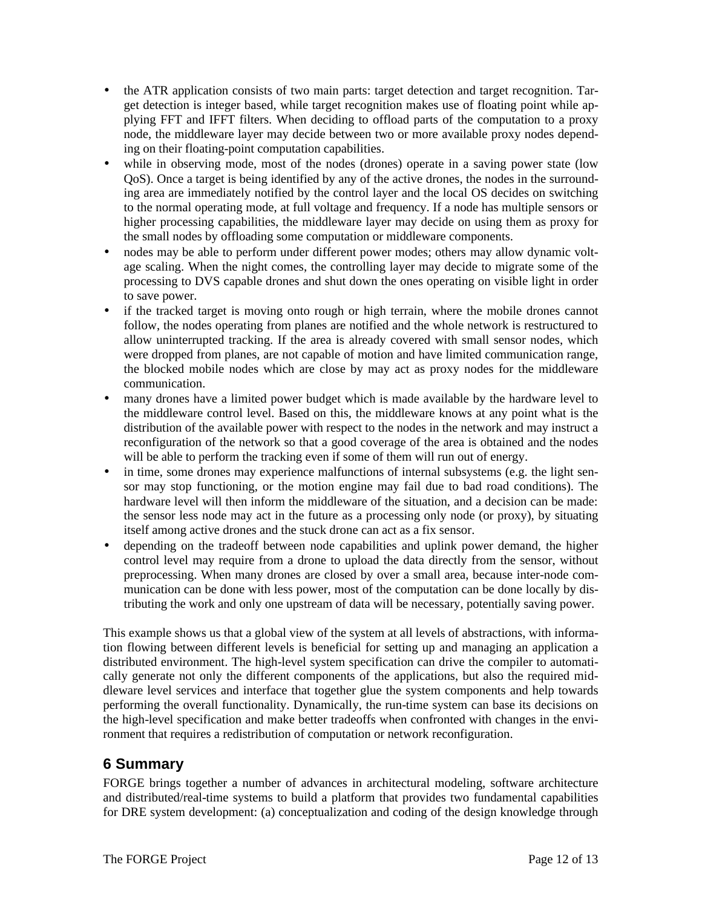- the ATR application consists of two main parts: target detection and target recognition. Target detection is integer based, while target recognition makes use of floating point while applying FFT and IFFT filters. When deciding to offload parts of the computation to a proxy node, the middleware layer may decide between two or more available proxy nodes depending on their floating-point computation capabilities.
- while in observing mode, most of the nodes (drones) operate in a saving power state (low QoS). Once a target is being identified by any of the active drones, the nodes in the surrounding area are immediately notified by the control layer and the local OS decides on switching to the normal operating mode, at full voltage and frequency. If a node has multiple sensors or higher processing capabilities, the middleware layer may decide on using them as proxy for the small nodes by offloading some computation or middleware components.
- nodes may be able to perform under different power modes; others may allow dynamic voltage scaling. When the night comes, the controlling layer may decide to migrate some of the processing to DVS capable drones and shut down the ones operating on visible light in order to save power.
- if the tracked target is moving onto rough or high terrain, where the mobile drones cannot follow, the nodes operating from planes are notified and the whole network is restructured to allow uninterrupted tracking. If the area is already covered with small sensor nodes, which were dropped from planes, are not capable of motion and have limited communication range, the blocked mobile nodes which are close by may act as proxy nodes for the middleware communication.
- many drones have a limited power budget which is made available by the hardware level to the middleware control level. Based on this, the middleware knows at any point what is the distribution of the available power with respect to the nodes in the network and may instruct a reconfiguration of the network so that a good coverage of the area is obtained and the nodes will be able to perform the tracking even if some of them will run out of energy.
- in time, some drones may experience malfunctions of internal subsystems (e.g. the light sensor may stop functioning, or the motion engine may fail due to bad road conditions). The hardware level will then inform the middleware of the situation, and a decision can be made: the sensor less node may act in the future as a processing only node (or proxy), by situating itself among active drones and the stuck drone can act as a fix sensor.
- depending on the tradeoff between node capabilities and uplink power demand, the higher control level may require from a drone to upload the data directly from the sensor, without preprocessing. When many drones are closed by over a small area, because inter-node communication can be done with less power, most of the computation can be done locally by distributing the work and only one upstream of data will be necessary, potentially saving power.

This example shows us that a global view of the system at all levels of abstractions, with information flowing between different levels is beneficial for setting up and managing an application a distributed environment. The high-level system specification can drive the compiler to automatically generate not only the different components of the applications, but also the required middleware level services and interface that together glue the system components and help towards performing the overall functionality. Dynamically, the run-time system can base its decisions on the high-level specification and make better tradeoffs when confronted with changes in the environment that requires a redistribution of computation or network reconfiguration.

## 6 Summary

FORGE brings together a number of advances in architectural modeling, software architecture and distributed/real-time systems to build a platform that provides two fundamental capabilities for DRE system development: (a) conceptualization and coding of the design knowledge through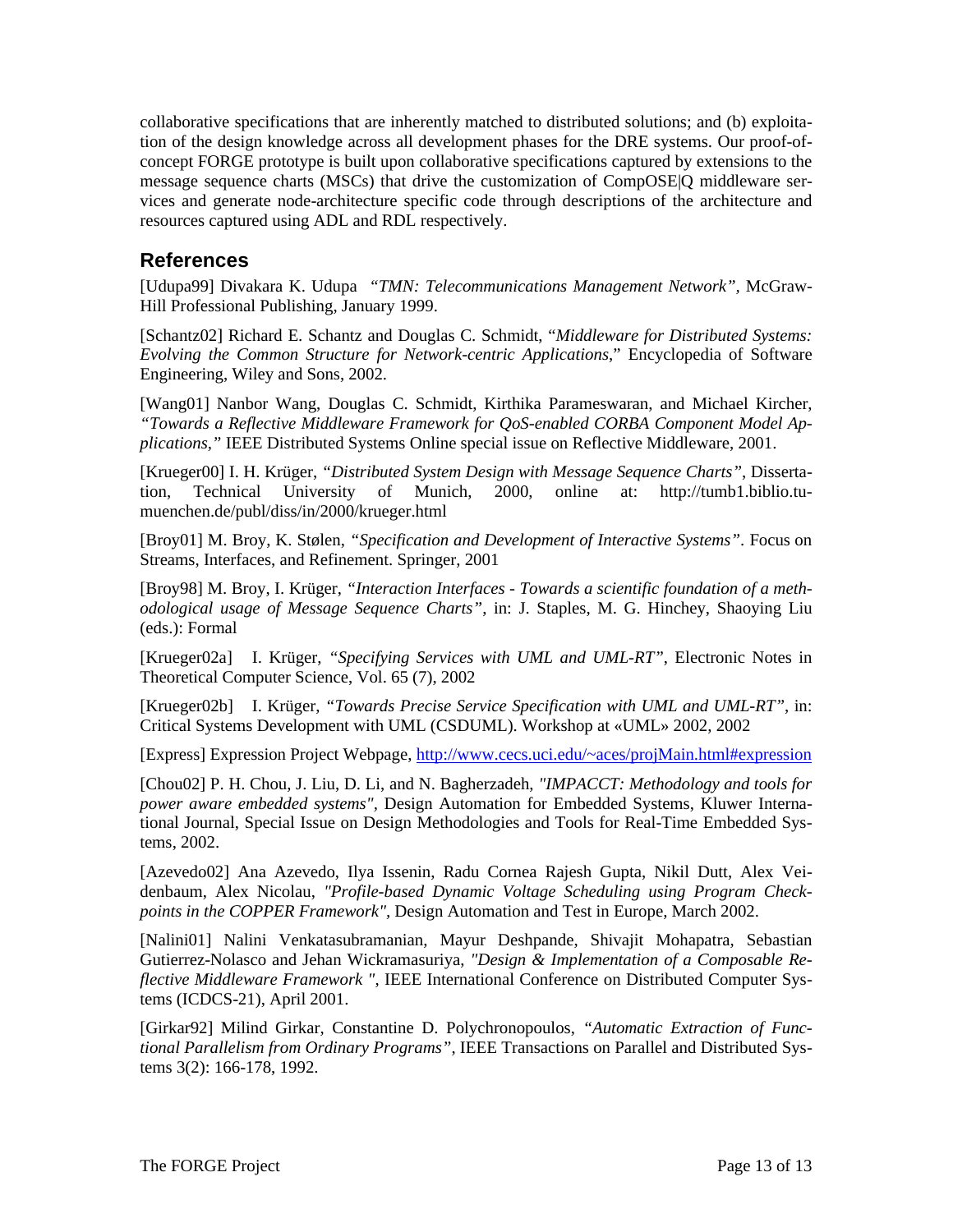collaborative specifications that are inherently matched to distributed solutions; and (b) exploitation of the design knowledge across all development phases for the DRE systems. Our proof-of-concept FORGE prototype is built upon collaborative specifications captured by extensions to the message sequence charts (MSCs) that drive the customization of CompOSE|Q middleware services and generate node-architecture specific code through descriptions of the architecture and resources captured using ADL and RDL respectively.

## References

[Udupa99] Divakara K. Udupa *"TMN: Telecommunications Management Network"*, McGraw-Hill Professional Publishing, January 1999.

[Schantz02] Richard E. Schantz and Douglas C. Schmidt, "*Middleware for Distributed Systems: Evolving the Common Structure for Network-centric Applications*," Encyclopedia of Software Engineering, Wiley and Sons, 2002.

[Wang01] Nanbor Wang, Douglas C. Schmidt, Kirthika Parameswaran, and Michael Kircher, *"Towards a Reflective Middleware Framework for QoS-enabled CORBA Component Model Applications,"* IEEE Distributed Systems Online special issue on Reflective Middleware, 2001.

[Krueger00] I. H. Krüger, *"Distributed System Design with Message Sequence Charts"*, Dissertation, Technical University of Munich, 2000, online at: http://tumb1.biblio.tu-muenchen.de/publ/diss/in/2000/krueger.html

[Broy01] M. Broy, K. Stølen, *"Specification and Development of Interactive Systems"*. Focus on Streams, Interfaces, and Refinement. Springer, 2001

[Broy98] M. Broy, I. Krüger, *"Interaction Interfaces - Towards a scientific foundation of a methodological usage of Message Sequence Charts"*, in: J. Staples, M. G. Hinchey, Shaoying Liu (eds.): Formal

[Krueger02a] I. Krüger, *"Specifying Services with UML and UML-RT"*, Electronic Notes in Theoretical Computer Science, Vol. 65 (7), 2002

[Krueger02b] I. Krüger, *"Towards Precise Service Specification with UML and UML-RT"*, in: Critical Systems Development with UML (CSDUML). Workshop at «UML» 2002, 2002

[Express] Expression Project Webpage, http://www.cecs.uci.edu/~aces/projMain.html#expression

[Chou02] P. H. Chou, J. Liu, D. Li, and N. Bagherzadeh, *"IMPACCT: Methodology and tools for power aware embedded systems"*, Design Automation for Embedded Systems, Kluwer International Journal, Special Issue on Design Methodologies and Tools for Real-Time Embedded Systems, 2002.

[Azevedo02] Ana Azevedo, Ilya Issenin, Radu Cornea Rajesh Gupta, Nikil Dutt, Alex Veidenbaum, Alex Nicolau, *"Profile-based Dynamic Voltage Scheduling using Program Checkpoints in the COPPER Framework"*, Design Automation and Test in Europe, March 2002.

[Nalini01] Nalini Venkatasubramanian, Mayur Deshpande, Shivajit Mohapatra, Sebastian Gutierrez-Nolasco and Jehan Wickramasuriya, *"Design & Implementation of a Composable Reflective Middleware Framework "*, IEEE International Conference on Distributed Computer Systems (ICDCS-21), April 2001.

[Girkar92] Milind Girkar, Constantine D. Polychronopoulos, *"Automatic Extraction of Functional Parallelism from Ordinary Programs"*, IEEE Transactions on Parallel and Distributed Systems 3(2): 166-178, 1992.